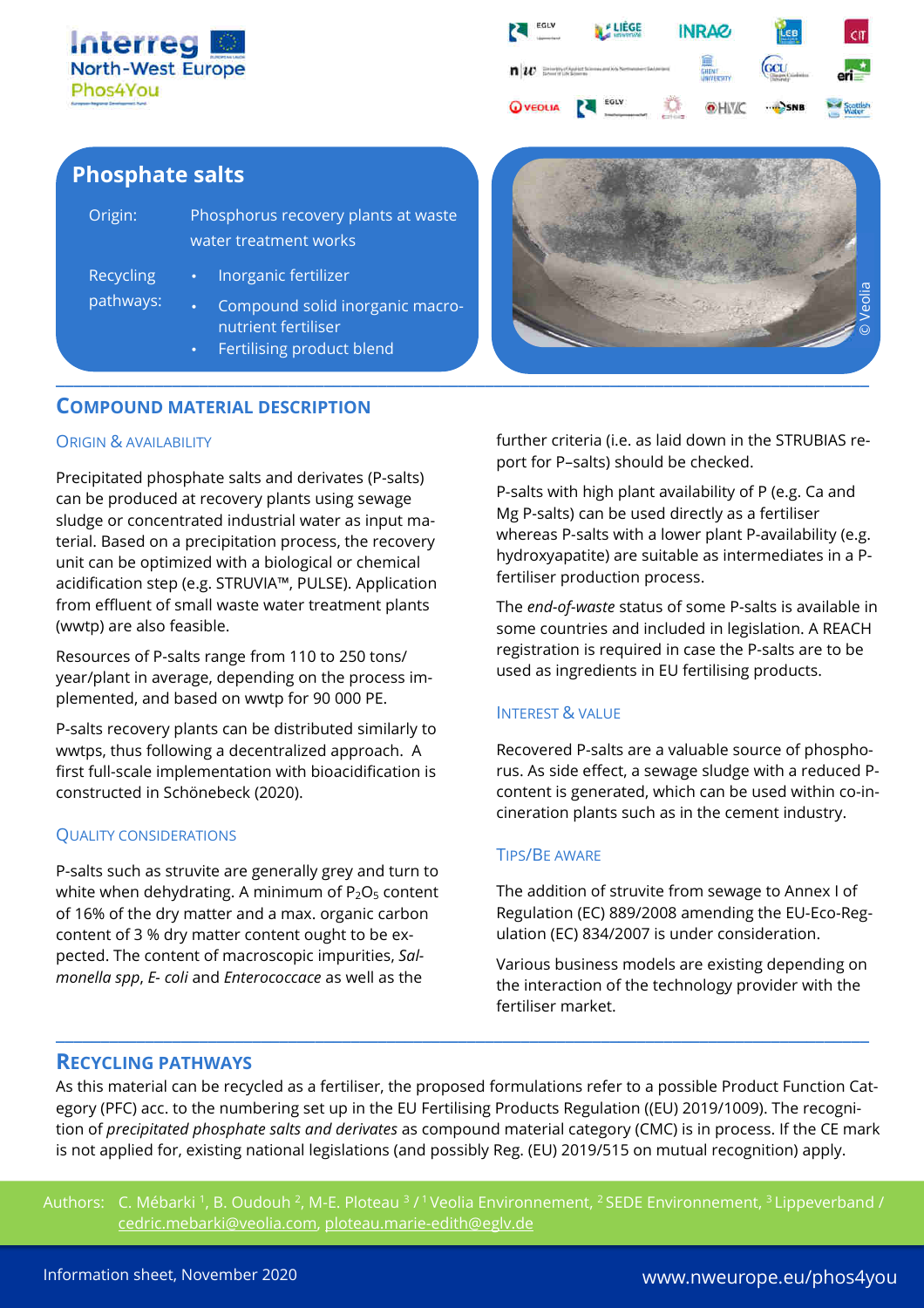# Phosphate salts

Origin: Phosphorus recovery plants at waste water treatment works

Recycling pathways:
- Inorganic fertilizer
- Compound solid inorganic macro-nutrient fertiliser
- Fertilising product blend

© Veolia

## Compound Material Description

### Origin & Availability

Precipitated phosphate salts and derivates (P-salts) can be produced at recovery plants using sewage sludge or concentrated industrial water as input material. Based on a precipitation process, the recovery unit can be optimized with a biological or chemical acidification step (e.g. STRUVIA™, PULSE). Application from effluent of small waste water treatment plants (wwtp) are also feasible.

Resources of P-salts range from 110 to 250 tons/ year/plant in average, depending on the process implemented, and based on wwtp for 90 000 PE.

P-salts recovery plants can be distributed similarly to wwtps, thus following a decentralized approach. A first full-scale implementation with bioacidification is constructed in Schönebeck (2020).

### Quality Considerations

P-salts such as struvite are generally grey and turn to white when dehydrating. A minimum of $P_2O_5$ content of 16% of the dry matter and a max. organic carbon content of 3 % dry matter content ought to be expected. The content of macroscopic impurities, *Salmonella spp*, *E- coli* and *Enterococcace* as well as the further criteria (i.e. as laid down in the STRUBIAS report for P–salts) should be checked.

P-salts with high plant availability of P (e.g. Ca and Mg P-salts) can be used directly as a fertiliser whereas P-salts with a lower plant P-availability (e.g. hydroxyapatite) are suitable as intermediates in a P-fertiliser production process.

The *end-of-waste* status of some P-salts is available in some countries and included in legislation. A REACH registration is required in case the P-salts are to be used as ingredients in EU fertilising products.

### Interest & Value

Recovered P-salts are a valuable source of phosphorus. As side effect, a sewage sludge with a reduced P-content is generated, which can be used within co-incineration plants such as in the cement industry.

### Tips/Be Aware

The addition of struvite from sewage to Annex I of Regulation (EC) 889/2008 amending the EU-Eco-Regulation (EC) 834/2007 is under consideration.

Various business models are existing depending on the interaction of the technology provider with the fertiliser market.

## Recycling Pathways

As this material can be recycled as a fertiliser, the proposed formulations refer to a possible Product Function Category (PFC) acc. to the numbering set up in the EU Fertilising Products Regulation ((EU) 2019/1009). The recognition of *precipitated phosphate salts and derivates* as compound material category (CMC) is in process. If the CE mark is not applied for, existing national legislations (and possibly Reg. (EU) 2019/515 on mutual recognition) apply.

Authors: C. Mébarki [1], B. Oudouh [2], M-E. Ploteau [3] / [1] Veolia Environnement, [2] SEDE Environnement, [3] Lippeverband / cedric.mebarki@veolia.com, ploteau.marie-edith@eglv.de

Information sheet, November 2020

www.nweurope.eu/phos4you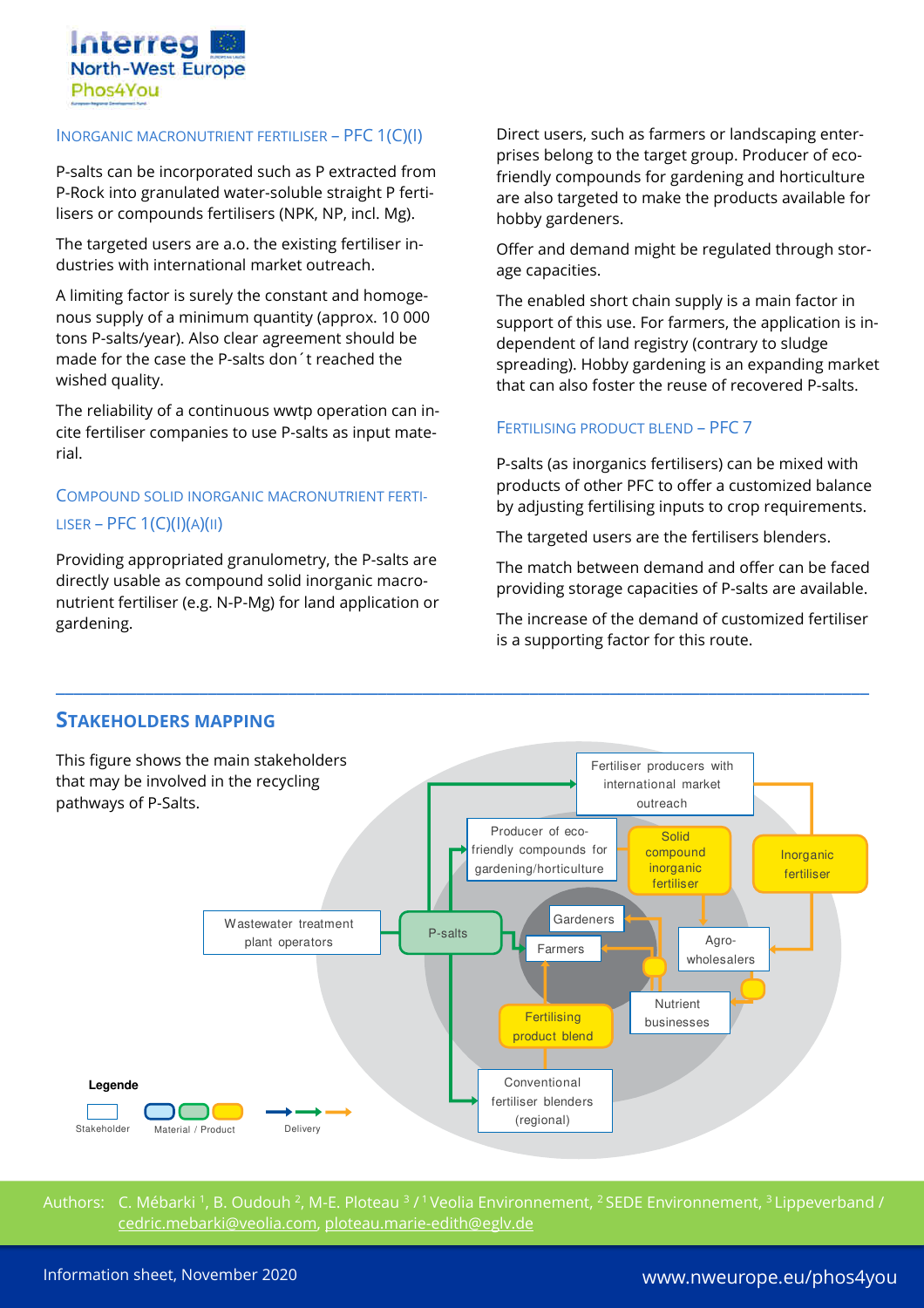## Inorganic macronutrient fertiliser – PFC 1(C)(I)

P-salts can be incorporated such as P extracted from P-Rock into granulated water-soluble straight P fertilisers or compounds fertilisers (NPK, NP, incl. Mg).

The targeted users are a.o. the existing fertiliser industries with international market outreach.

A limiting factor is surely the constant and homogenous supply of a minimum quantity (approx. 10 000 tons P-salts/year). Also clear agreement should be made for the case the P-salts don´t reached the wished quality.

The reliability of a continuous wwtp operation can incite fertiliser companies to use P-salts as input material.

## Compound solid inorganic macronutrient fertiliser – PFC 1(C)(I)(a)(ii)

Providing appropriated granulometry, the P-salts are directly usable as compound solid inorganic macronutrient fertiliser (e.g. N-P-Mg) for land application or gardening.

Direct users, such as farmers or landscaping enterprises belong to the target group. Producer of eco-friendly compounds for gardening and horticulture are also targeted to make the products available for hobby gardeners.

Offer and demand might be regulated through storage capacities.

The enabled short chain supply is a main factor in support of this use. For farmers, the application is independent of land registry (contrary to sludge spreading). Hobby gardening is an expanding market that can also foster the reuse of recovered P-salts.

## Fertilising product blend – PFC 7

P-salts (as inorganics fertilisers) can be mixed with products of other PFC to offer a customized balance by adjusting fertilising inputs to crop requirements.

The targeted users are the fertilisers blenders.

The match between demand and offer can be faced providing storage capacities of P-salts are available.

The increase of the demand of customized fertiliser is a supporting factor for this route.

## Stakeholders mapping

This figure shows the main stakeholders that may be involved in the recycling pathways of P-Salts.

Fertiliser producers with international market outreach

Producer of eco-friendly compounds for gardening/horticulture

Solid compound inorganic fertiliser

Inorganic fertiliser

Wastewater treatment plant operators

P-salts

Gardeners

Farmers

Agro-wholesalers

Nutrient businesses

Fertilising product blend

Conventional fertiliser blenders (regional)

Legende

Stakeholder

Material / Product

Delivery

Authors: C. Mébarki [1], B. Oudouh [2], M-E. Ploteau [3] / [1] Veolia Environnement, [2] SEDE Environnement, [3] Lippeverband / cedric.mebarki@veolia.com, ploteau.marie-edith@eglv.de

Information sheet, November 2020

www.nweurope.eu/phos4you